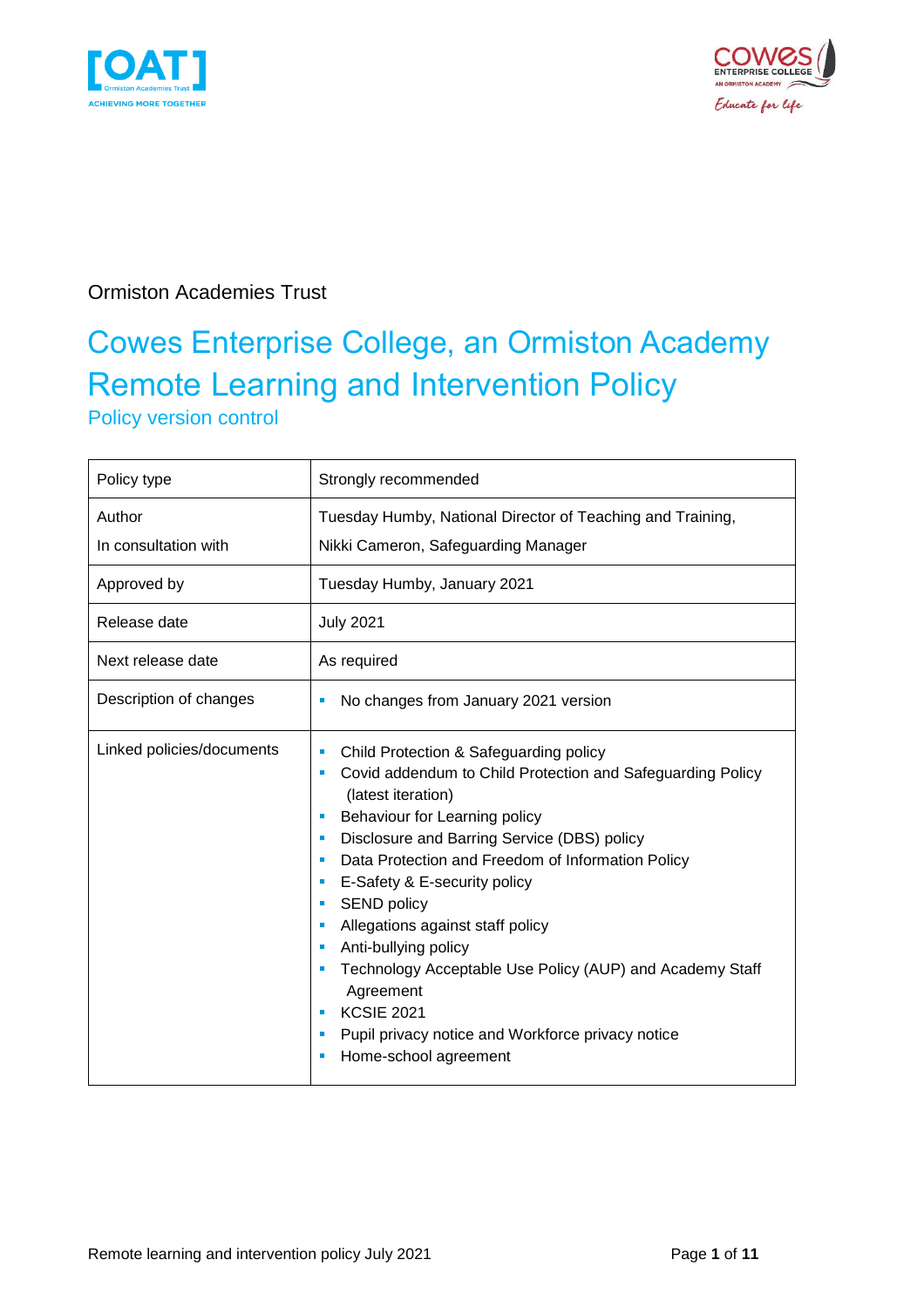Ormiston Academies Trust

# Cowes Enterprise College, an Ormiston Academy Remote Learning and Intervention Policy

## Policy version control

| | |
|---|---|
| Policy type | Strongly recommended |
| Author<br>In consultation with | Tuesday Humby, National Director of Teaching and Training,<br>Nikki Cameron, Safeguarding Manager |
| Approved by | Tuesday Humby, January 2021 |
| Release date | July 2021 |
| Next release date | As required |
| Description of changes | ▪ No changes from January 2021 version |
| Linked policies/documents | ▪ Child Protection & Safeguarding policy<br>▪ Covid addendum to Child Protection and Safeguarding Policy (latest iteration)<br>▪ Behaviour for Learning policy<br>▪ Disclosure and Barring Service (DBS) policy<br>▪ Data Protection and Freedom of Information Policy<br>▪ E-Safety & E-security policy<br>▪ SEND policy<br>▪ Allegations against staff policy<br>▪ Anti-bullying policy<br>▪ Technology Acceptable Use Policy (AUP) and Academy Staff Agreement<br>▪ KCSIE 2021<br>▪ Pupil privacy notice and Workforce privacy notice<br>▪ Home-school agreement |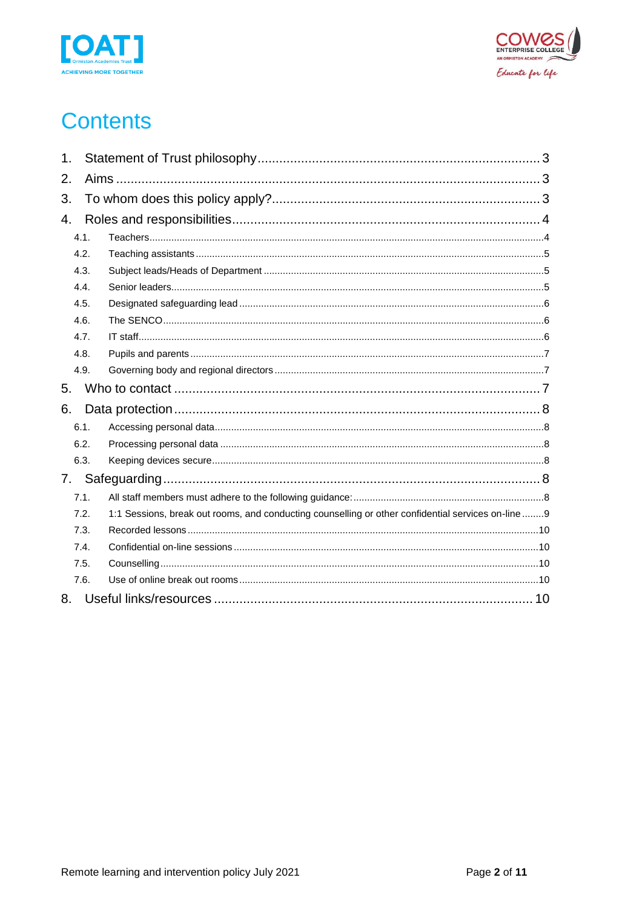# Contents

1. Statement of Trust philosophy ........ 3
2. Aims ........ 3
3. To whom does this policy apply? ........ 3
4. Roles and responsibilities ........ 4
   - 4.1. Teachers ........ 4
   - 4.2. Teaching assistants ........ 5
   - 4.3. Subject leads/Heads of Department ........ 5
   - 4.4. Senior leaders ........ 5
   - 4.5. Designated safeguarding lead ........ 6
   - 4.6. The SENCO ........ 6
   - 4.7. IT staff ........ 6
   - 4.8. Pupils and parents ........ 7
   - 4.9. Governing body and regional directors ........ 7
5. Who to contact ........ 7
6. Data protection ........ 8
   - 6.1. Accessing personal data ........ 8
   - 6.2. Processing personal data ........ 8
   - 6.3. Keeping devices secure ........ 8
7. Safeguarding ........ 8
   - 7.1. All staff members must adhere to the following guidance: ........ 8
   - 7.2. 1:1 Sessions, break out rooms, and conducting counselling or other confidential services on-line ........ 9
   - 7.3. Recorded lessons ........ 10
   - 7.4. Confidential on-line sessions ........ 10
   - 7.5. Counselling ........ 10
   - 7.6. Use of online break out rooms ........ 10
8. Useful links/resources ........ 10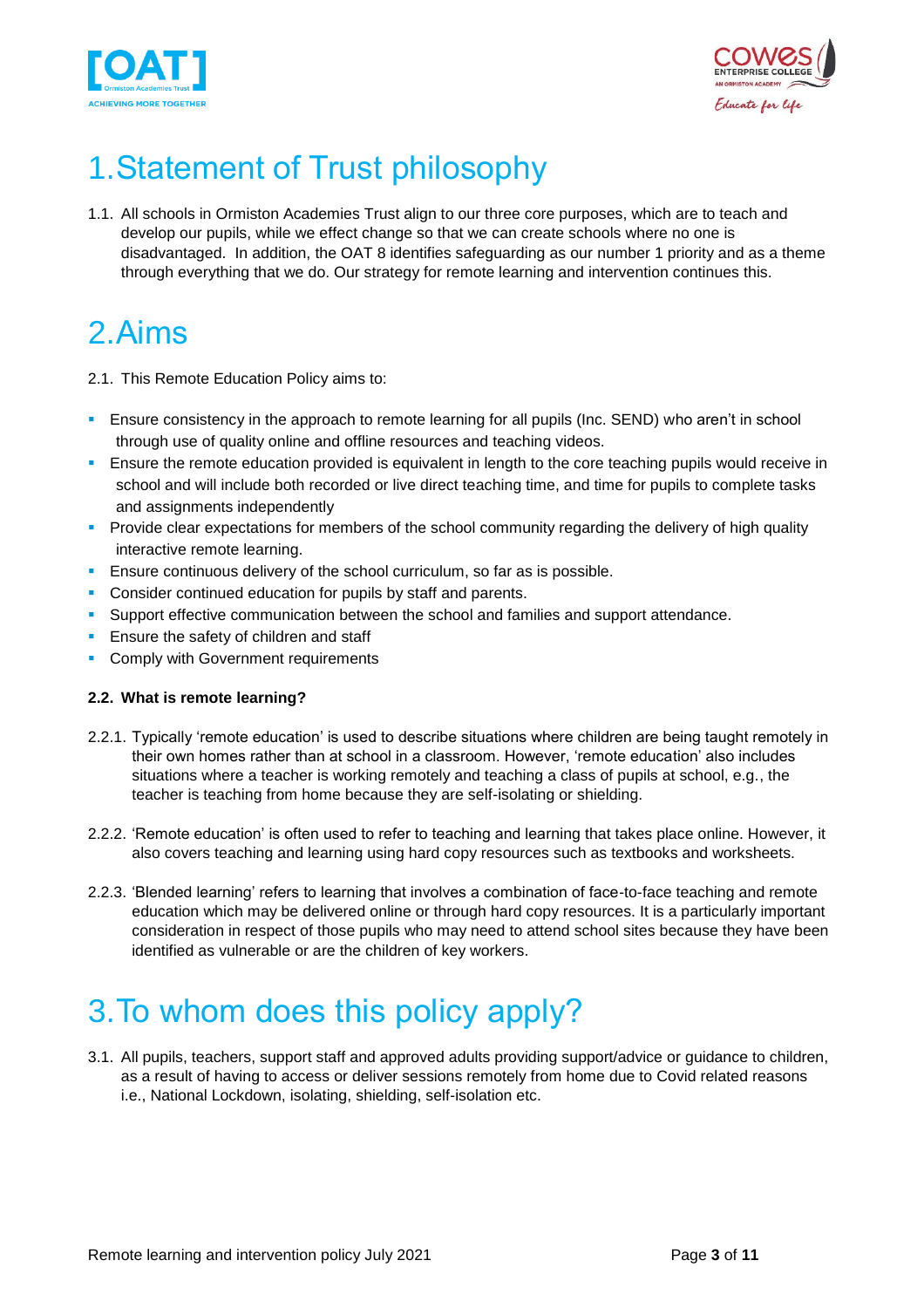# 1. Statement of Trust philosophy

1.1. All schools in Ormiston Academies Trust align to our three core purposes, which are to teach and develop our pupils, while we effect change so that we can create schools where no one is disadvantaged. In addition, the OAT 8 identifies safeguarding as our number 1 priority and as a theme through everything that we do. Our strategy for remote learning and intervention continues this.

# 2. Aims

2.1. This Remote Education Policy aims to:

- Ensure consistency in the approach to remote learning for all pupils (Inc. SEND) who aren't in school through use of quality online and offline resources and teaching videos.
- Ensure the remote education provided is equivalent in length to the core teaching pupils would receive in school and will include both recorded or live direct teaching time, and time for pupils to complete tasks and assignments independently
- Provide clear expectations for members of the school community regarding the delivery of high quality interactive remote learning.
- Ensure continuous delivery of the school curriculum, so far as is possible.
- Consider continued education for pupils by staff and parents.
- Support effective communication between the school and families and support attendance.
- Ensure the safety of children and staff
- Comply with Government requirements

### 2.2. What is remote learning?

2.2.1. Typically 'remote education' is used to describe situations where children are being taught remotely in their own homes rather than at school in a classroom. However, 'remote education' also includes situations where a teacher is working remotely and teaching a class of pupils at school, e.g., the teacher is teaching from home because they are self-isolating or shielding.

2.2.2. 'Remote education' is often used to refer to teaching and learning that takes place online. However, it also covers teaching and learning using hard copy resources such as textbooks and worksheets.

2.2.3. 'Blended learning' refers to learning that involves a combination of face-to-face teaching and remote education which may be delivered online or through hard copy resources. It is a particularly important consideration in respect of those pupils who may need to attend school sites because they have been identified as vulnerable or are the children of key workers.

# 3. To whom does this policy apply?

3.1. All pupils, teachers, support staff and approved adults providing support/advice or guidance to children, as a result of having to access or deliver sessions remotely from home due to Covid related reasons i.e., National Lockdown, isolating, shielding, self-isolation etc.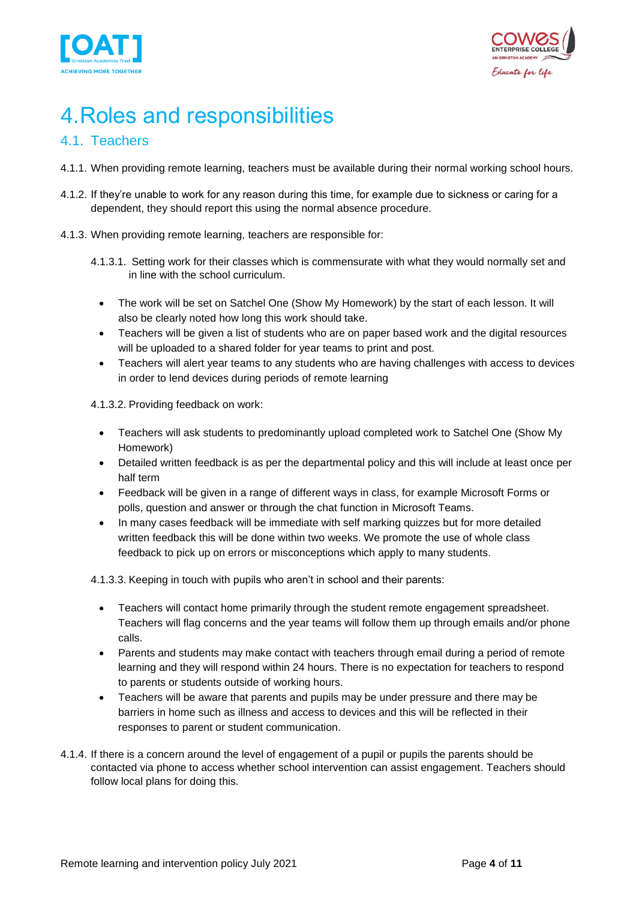# 4. Roles and responsibilities

## 4.1. Teachers

4.1.1. When providing remote learning, teachers must be available during their normal working school hours.

4.1.2. If they're unable to work for any reason during this time, for example due to sickness or caring for a dependent, they should report this using the normal absence procedure.

4.1.3. When providing remote learning, teachers are responsible for:

4.1.3.1. Setting work for their classes which is commensurate with what they would normally set and in line with the school curriculum.

- The work will be set on Satchel One (Show My Homework) by the start of each lesson. It will also be clearly noted how long this work should take.
- Teachers will be given a list of students who are on paper based work and the digital resources will be uploaded to a shared folder for year teams to print and post.
- Teachers will alert year teams to any students who are having challenges with access to devices in order to lend devices during periods of remote learning

4.1.3.2. Providing feedback on work:

- Teachers will ask students to predominantly upload completed work to Satchel One (Show My Homework)
- Detailed written feedback is as per the departmental policy and this will include at least once per half term
- Feedback will be given in a range of different ways in class, for example Microsoft Forms or polls, question and answer or through the chat function in Microsoft Teams.
- In many cases feedback will be immediate with self marking quizzes but for more detailed written feedback this will be done within two weeks. We promote the use of whole class feedback to pick up on errors or misconceptions which apply to many students.

4.1.3.3. Keeping in touch with pupils who aren't in school and their parents:

- Teachers will contact home primarily through the student remote engagement spreadsheet. Teachers will flag concerns and the year teams will follow them up through emails and/or phone calls.
- Parents and students may make contact with teachers through email during a period of remote learning and they will respond within 24 hours. There is no expectation for teachers to respond to parents or students outside of working hours.
- Teachers will be aware that parents and pupils may be under pressure and there may be barriers in home such as illness and access to devices and this will be reflected in their responses to parent or student communication.

4.1.4. If there is a concern around the level of engagement of a pupil or pupils the parents should be contacted via phone to access whether school intervention can assist engagement. Teachers should follow local plans for doing this.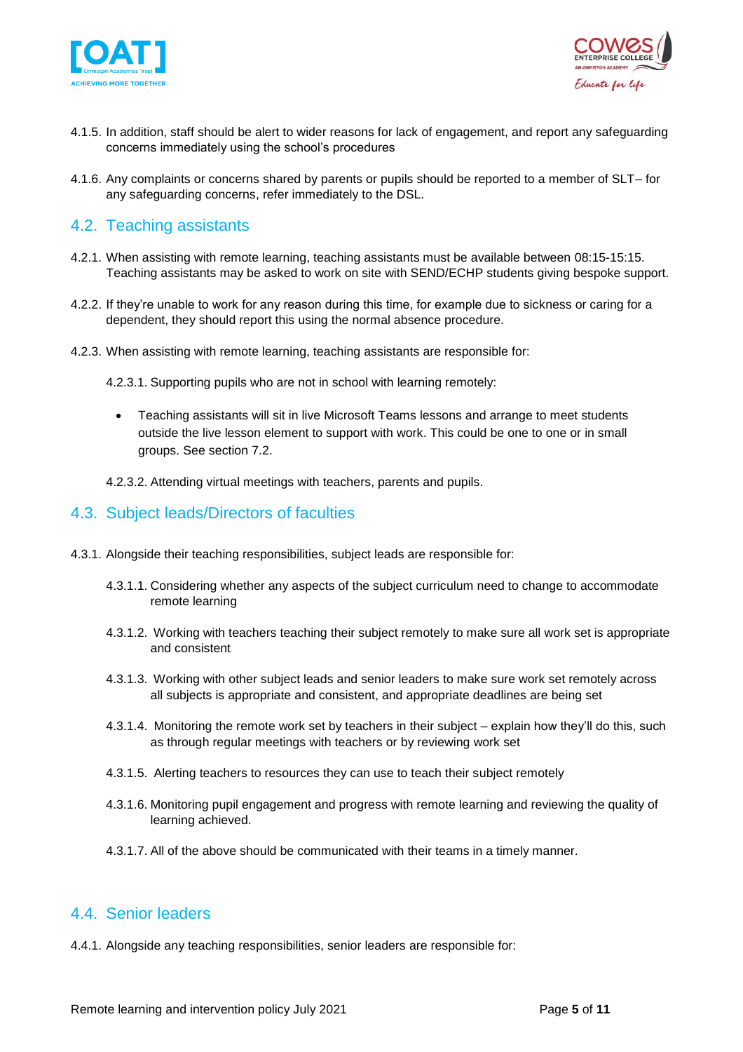4.1.5. In addition, staff should be alert to wider reasons for lack of engagement, and report any safeguarding concerns immediately using the school's procedures

4.1.6. Any complaints or concerns shared by parents or pupils should be reported to a member of SLT– for any safeguarding concerns, refer immediately to the DSL.

## 4.2. Teaching assistants

4.2.1. When assisting with remote learning, teaching assistants must be available between 08:15-15:15. Teaching assistants may be asked to work on site with SEND/ECHP students giving bespoke support.

4.2.2. If they're unable to work for any reason during this time, for example due to sickness or caring for a dependent, they should report this using the normal absence procedure.

4.2.3. When assisting with remote learning, teaching assistants are responsible for:

4.2.3.1. Supporting pupils who are not in school with learning remotely:

- Teaching assistants will sit in live Microsoft Teams lessons and arrange to meet students outside the live lesson element to support with work. This could be one to one or in small groups. See section 7.2.

4.2.3.2. Attending virtual meetings with teachers, parents and pupils.

## 4.3. Subject leads/Directors of faculties

4.3.1. Alongside their teaching responsibilities, subject leads are responsible for:

4.3.1.1. Considering whether any aspects of the subject curriculum need to change to accommodate remote learning

4.3.1.2. Working with teachers teaching their subject remotely to make sure all work set is appropriate and consistent

4.3.1.3. Working with other subject leads and senior leaders to make sure work set remotely across all subjects is appropriate and consistent, and appropriate deadlines are being set

4.3.1.4. Monitoring the remote work set by teachers in their subject – explain how they'll do this, such as through regular meetings with teachers or by reviewing work set

4.3.1.5. Alerting teachers to resources they can use to teach their subject remotely

4.3.1.6. Monitoring pupil engagement and progress with remote learning and reviewing the quality of learning achieved.

4.3.1.7. All of the above should be communicated with their teams in a timely manner.

## 4.4. Senior leaders

4.4.1. Alongside any teaching responsibilities, senior leaders are responsible for: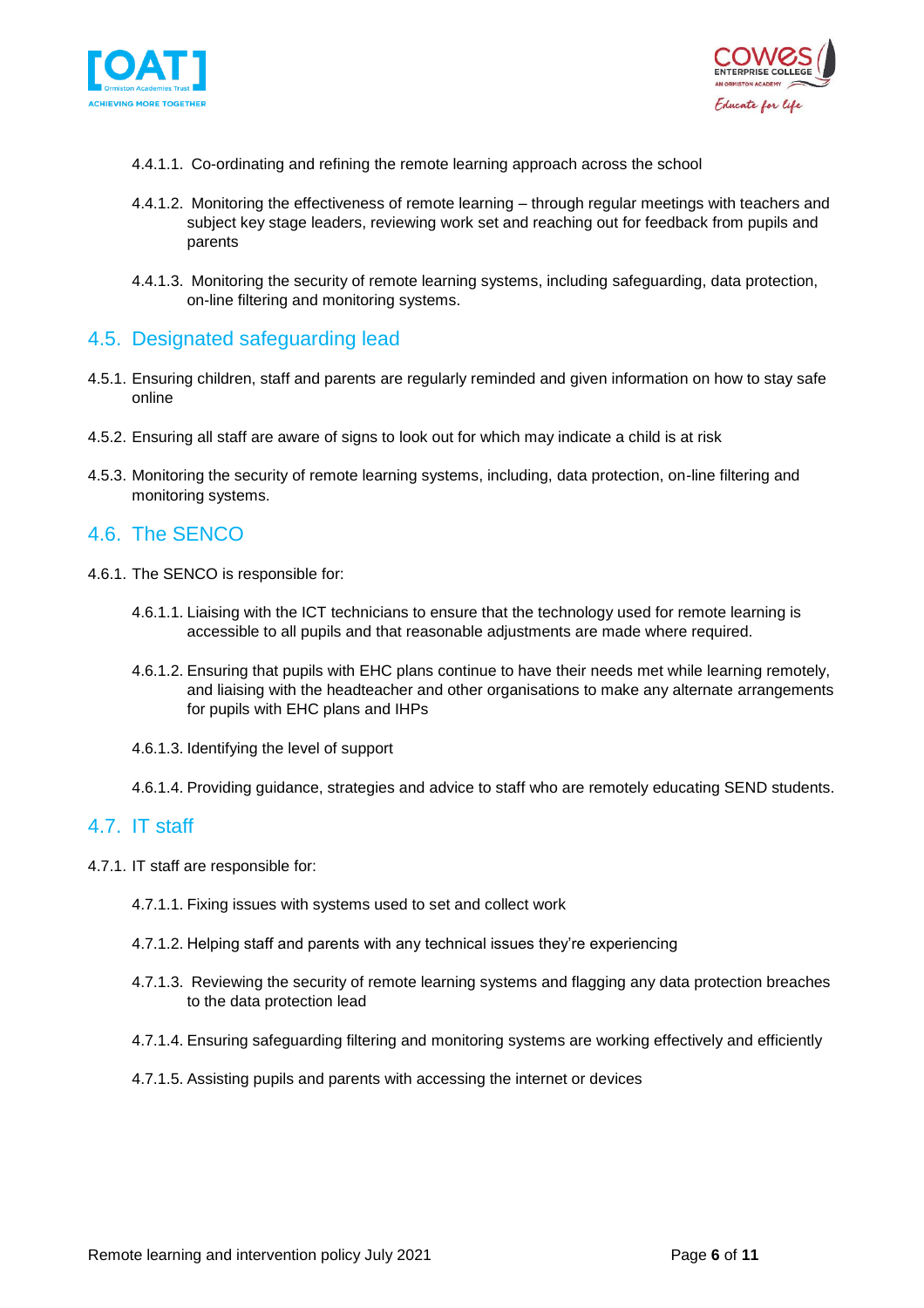4.4.1.1. Co-ordinating and refining the remote learning approach across the school

4.4.1.2. Monitoring the effectiveness of remote learning – through regular meetings with teachers and subject key stage leaders, reviewing work set and reaching out for feedback from pupils and parents

4.4.1.3. Monitoring the security of remote learning systems, including safeguarding, data protection, on-line filtering and monitoring systems.

## 4.5. Designated safeguarding lead

4.5.1. Ensuring children, staff and parents are regularly reminded and given information on how to stay safe online

4.5.2. Ensuring all staff are aware of signs to look out for which may indicate a child is at risk

4.5.3. Monitoring the security of remote learning systems, including, data protection, on-line filtering and monitoring systems.

## 4.6. The SENCO

4.6.1. The SENCO is responsible for:

4.6.1.1. Liaising with the ICT technicians to ensure that the technology used for remote learning is accessible to all pupils and that reasonable adjustments are made where required.

4.6.1.2. Ensuring that pupils with EHC plans continue to have their needs met while learning remotely, and liaising with the headteacher and other organisations to make any alternate arrangements for pupils with EHC plans and IHPs

4.6.1.3. Identifying the level of support

4.6.1.4. Providing guidance, strategies and advice to staff who are remotely educating SEND students.

## 4.7. IT staff

4.7.1. IT staff are responsible for:

4.7.1.1. Fixing issues with systems used to set and collect work

4.7.1.2. Helping staff and parents with any technical issues they're experiencing

4.7.1.3. Reviewing the security of remote learning systems and flagging any data protection breaches to the data protection lead

4.7.1.4. Ensuring safeguarding filtering and monitoring systems are working effectively and efficiently

4.7.1.5. Assisting pupils and parents with accessing the internet or devices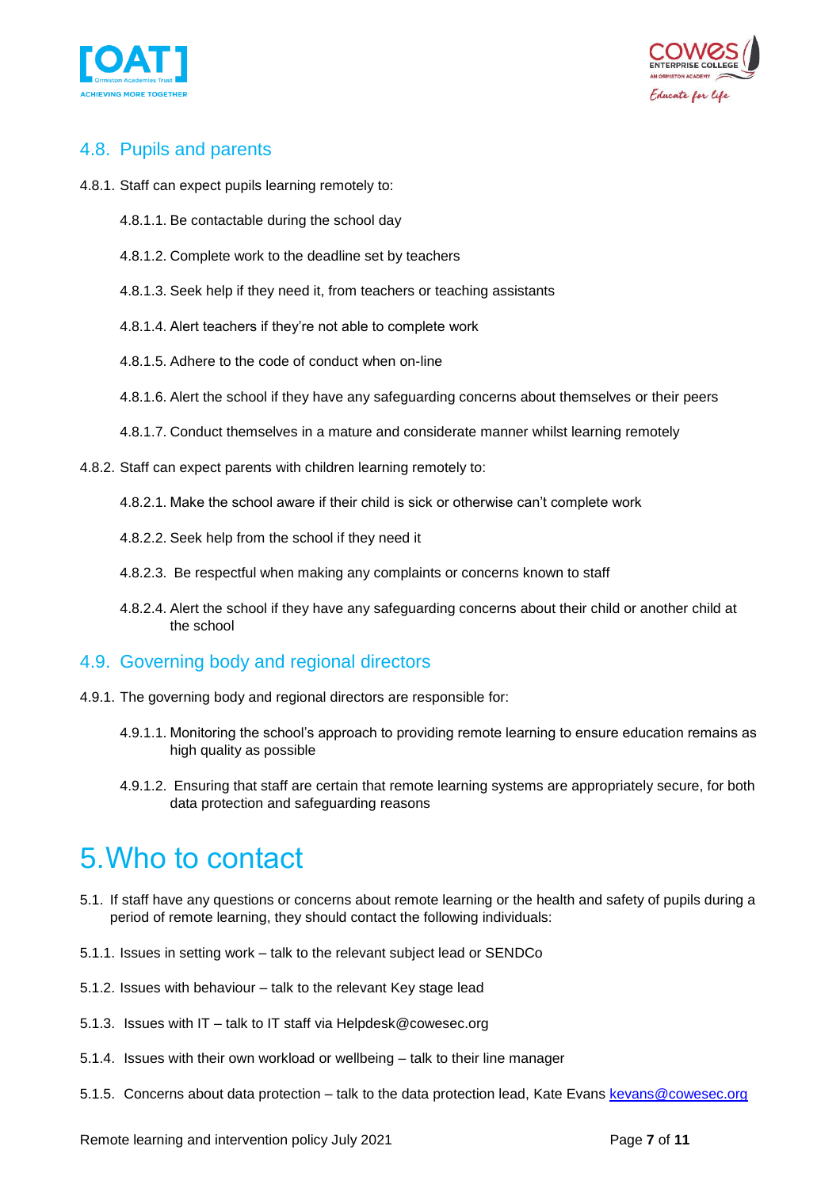## 4.8. Pupils and parents

4.8.1. Staff can expect pupils learning remotely to:

- 4.8.1.1. Be contactable during the school day
- 4.8.1.2. Complete work to the deadline set by teachers
- 4.8.1.3. Seek help if they need it, from teachers or teaching assistants
- 4.8.1.4. Alert teachers if they're not able to complete work
- 4.8.1.5. Adhere to the code of conduct when on-line
- 4.8.1.6. Alert the school if they have any safeguarding concerns about themselves or their peers
- 4.8.1.7. Conduct themselves in a mature and considerate manner whilst learning remotely

4.8.2. Staff can expect parents with children learning remotely to:

- 4.8.2.1. Make the school aware if their child is sick or otherwise can't complete work
- 4.8.2.2. Seek help from the school if they need it
- 4.8.2.3. Be respectful when making any complaints or concerns known to staff
- 4.8.2.4. Alert the school if they have any safeguarding concerns about their child or another child at the school

## 4.9. Governing body and regional directors

4.9.1. The governing body and regional directors are responsible for:

- 4.9.1.1. Monitoring the school's approach to providing remote learning to ensure education remains as high quality as possible
- 4.9.1.2. Ensuring that staff are certain that remote learning systems are appropriately secure, for both data protection and safeguarding reasons

# 5. Who to contact

5.1. If staff have any questions or concerns about remote learning or the health and safety of pupils during a period of remote learning, they should contact the following individuals:

5.1.1. Issues in setting work – talk to the relevant subject lead or SENDCo

5.1.2. Issues with behaviour – talk to the relevant Key stage lead

5.1.3. Issues with IT – talk to IT staff via Helpdesk@cowesec.org

5.1.4. Issues with their own workload or wellbeing – talk to their line manager

5.1.5. Concerns about data protection – talk to the data protection lead, Kate Evans kevans@cowesec.org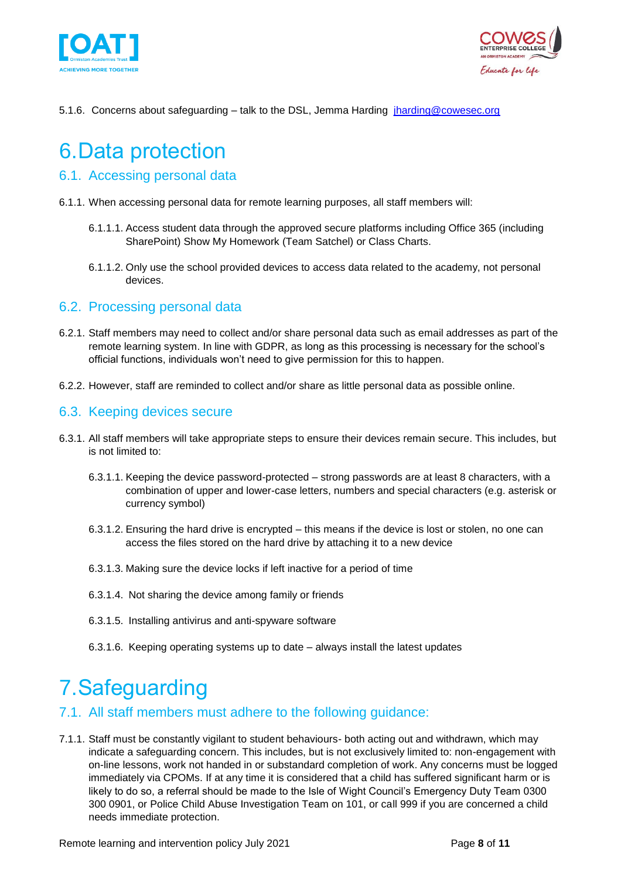5.1.6. Concerns about safeguarding – talk to the DSL, Jemma Harding jharding@cowesec.org

# 6. Data protection

## 6.1. Accessing personal data

6.1.1. When accessing personal data for remote learning purposes, all staff members will:

6.1.1.1. Access student data through the approved secure platforms including Office 365 (including SharePoint) Show My Homework (Team Satchel) or Class Charts.

6.1.1.2. Only use the school provided devices to access data related to the academy, not personal devices.

## 6.2. Processing personal data

6.2.1. Staff members may need to collect and/or share personal data such as email addresses as part of the remote learning system. In line with GDPR, as long as this processing is necessary for the school's official functions, individuals won't need to give permission for this to happen.

6.2.2. However, staff are reminded to collect and/or share as little personal data as possible online.

## 6.3. Keeping devices secure

6.3.1. All staff members will take appropriate steps to ensure their devices remain secure. This includes, but is not limited to:

6.3.1.1. Keeping the device password-protected – strong passwords are at least 8 characters, with a combination of upper and lower-case letters, numbers and special characters (e.g. asterisk or currency symbol)

6.3.1.2. Ensuring the hard drive is encrypted – this means if the device is lost or stolen, no one can access the files stored on the hard drive by attaching it to a new device

6.3.1.3. Making sure the device locks if left inactive for a period of time

6.3.1.4. Not sharing the device among family or friends

6.3.1.5. Installing antivirus and anti-spyware software

6.3.1.6. Keeping operating systems up to date – always install the latest updates

# 7. Safeguarding

## 7.1. All staff members must adhere to the following guidance:

7.1.1. Staff must be constantly vigilant to student behaviours- both acting out and withdrawn, which may indicate a safeguarding concern. This includes, but is not exclusively limited to: non-engagement with on-line lessons, work not handed in or substandard completion of work. Any concerns must be logged immediately via CPOMs. If at any time it is considered that a child has suffered significant harm or is likely to do so, a referral should be made to the Isle of Wight Council's Emergency Duty Team 0300 300 0901, or Police Child Abuse Investigation Team on 101, or call 999 if you are concerned a child needs immediate protection.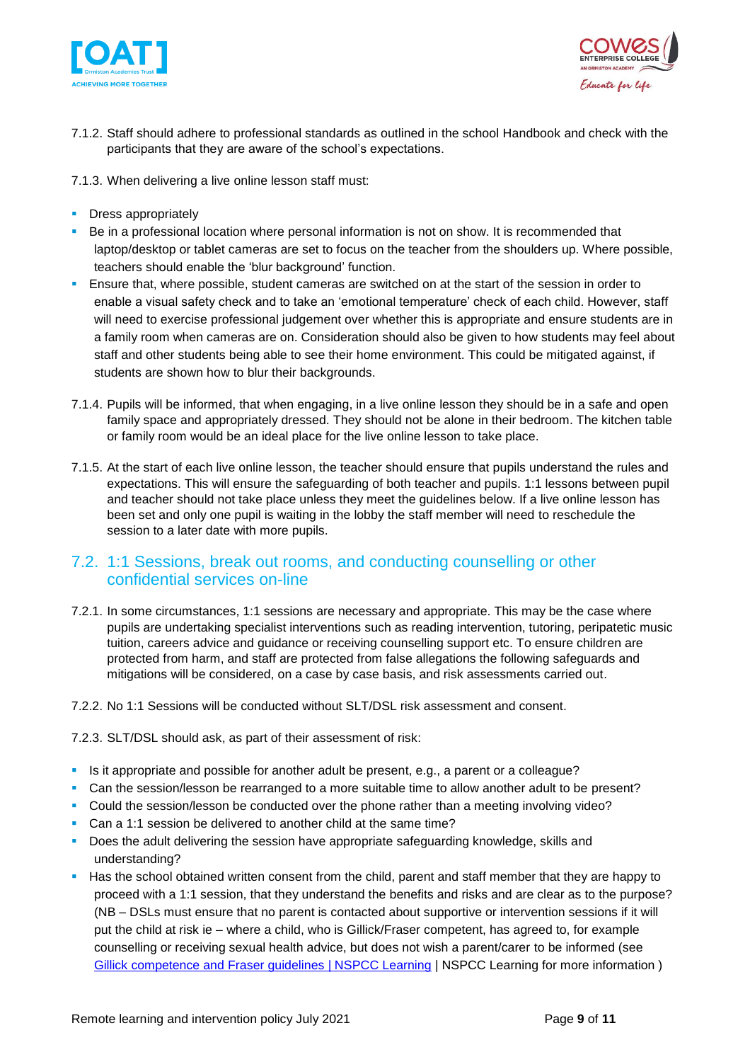7.1.2. Staff should adhere to professional standards as outlined in the school Handbook and check with the participants that they are aware of the school's expectations.

7.1.3. When delivering a live online lesson staff must:

- Dress appropriately
- Be in a professional location where personal information is not on show. It is recommended that laptop/desktop or tablet cameras are set to focus on the teacher from the shoulders up. Where possible, teachers should enable the 'blur background' function.
- Ensure that, where possible, student cameras are switched on at the start of the session in order to enable a visual safety check and to take an 'emotional temperature' check of each child. However, staff will need to exercise professional judgement over whether this is appropriate and ensure students are in a family room when cameras are on. Consideration should also be given to how students may feel about staff and other students being able to see their home environment. This could be mitigated against, if students are shown how to blur their backgrounds.

7.1.4. Pupils will be informed, that when engaging, in a live online lesson they should be in a safe and open family space and appropriately dressed. They should not be alone in their bedroom. The kitchen table or family room would be an ideal place for the live online lesson to take place.

7.1.5. At the start of each live online lesson, the teacher should ensure that pupils understand the rules and expectations. This will ensure the safeguarding of both teacher and pupils. 1:1 lessons between pupil and teacher should not take place unless they meet the guidelines below. If a live online lesson has been set and only one pupil is waiting in the lobby the staff member will need to reschedule the session to a later date with more pupils.

## 7.2. 1:1 Sessions, break out rooms, and conducting counselling or other confidential services on-line

7.2.1. In some circumstances, 1:1 sessions are necessary and appropriate. This may be the case where pupils are undertaking specialist interventions such as reading intervention, tutoring, peripatetic music tuition, careers advice and guidance or receiving counselling support etc. To ensure children are protected from harm, and staff are protected from false allegations the following safeguards and mitigations will be considered, on a case by case basis, and risk assessments carried out.

7.2.2. No 1:1 Sessions will be conducted without SLT/DSL risk assessment and consent.

7.2.3. SLT/DSL should ask, as part of their assessment of risk:

- Is it appropriate and possible for another adult be present, e.g., a parent or a colleague?
- Can the session/lesson be rearranged to a more suitable time to allow another adult to be present?
- Could the session/lesson be conducted over the phone rather than a meeting involving video?
- Can a 1:1 session be delivered to another child at the same time?
- Does the adult delivering the session have appropriate safeguarding knowledge, skills and understanding?
- Has the school obtained written consent from the child, parent and staff member that they are happy to proceed with a 1:1 session, that they understand the benefits and risks and are clear as to the purpose? (NB – DSLs must ensure that no parent is contacted about supportive or intervention sessions if it will put the child at risk ie – where a child, who is Gillick/Fraser competent, has agreed to, for example counselling or receiving sexual health advice, but does not wish a parent/carer to be informed (see [Gillick competence and Fraser guidelines | NSPCC Learning] | NSPCC Learning for more information )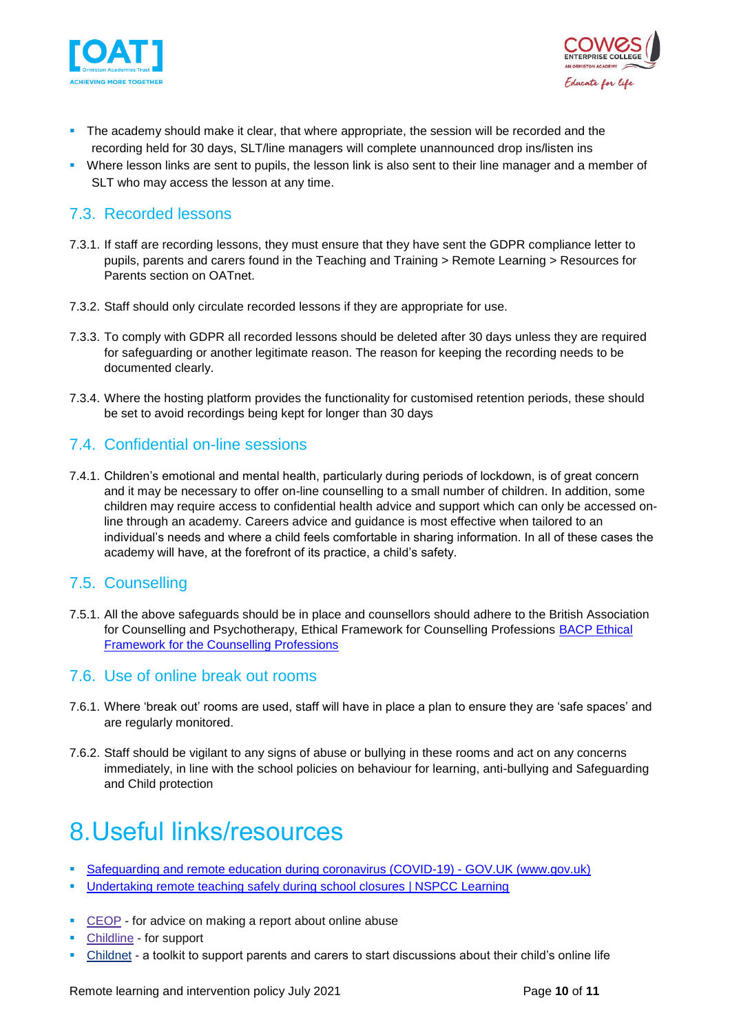- The academy should make it clear, that where appropriate, the session will be recorded and the recording held for 30 days, SLT/line managers will complete unannounced drop ins/listen ins
- Where lesson links are sent to pupils, the lesson link is also sent to their line manager and a member of SLT who may access the lesson at any time.

## 7.3. Recorded lessons

7.3.1. If staff are recording lessons, they must ensure that they have sent the GDPR compliance letter to pupils, parents and carers found in the Teaching and Training > Remote Learning > Resources for Parents section on OATnet.

7.3.2. Staff should only circulate recorded lessons if they are appropriate for use.

7.3.3. To comply with GDPR all recorded lessons should be deleted after 30 days unless they are required for safeguarding or another legitimate reason. The reason for keeping the recording needs to be documented clearly.

7.3.4. Where the hosting platform provides the functionality for customised retention periods, these should be set to avoid recordings being kept for longer than 30 days

## 7.4. Confidential on-line sessions

7.4.1. Children's emotional and mental health, particularly during periods of lockdown, is of great concern and it may be necessary to offer on-line counselling to a small number of children. In addition, some children may require access to confidential health advice and support which can only be accessed on-line through an academy. Careers advice and guidance is most effective when tailored to an individual's needs and where a child feels comfortable in sharing information. In all of these cases the academy will have, at the forefront of its practice, a child's safety.

## 7.5. Counselling

7.5.1. All the above safeguards should be in place and counsellors should adhere to the British Association for Counselling and Psychotherapy, Ethical Framework for Counselling Professions [BACP Ethical Framework for the Counselling Professions]

## 7.6. Use of online break out rooms

7.6.1. Where 'break out' rooms are used, staff will have in place a plan to ensure they are 'safe spaces' and are regularly monitored.

7.6.2. Staff should be vigilant to any signs of abuse or bullying in these rooms and act on any concerns immediately, in line with the school policies on behaviour for learning, anti-bullying and Safeguarding and Child protection

# 8. Useful links/resources

- [Safeguarding and remote education during coronavirus (COVID-19) - GOV.UK (www.gov.uk)]
- [Undertaking remote teaching safely during school closures | NSPCC Learning]

- [CEOP] - for advice on making a report about online abuse
- [Childline] - for support
- [Childnet] - a toolkit to support parents and carers to start discussions about their child's online life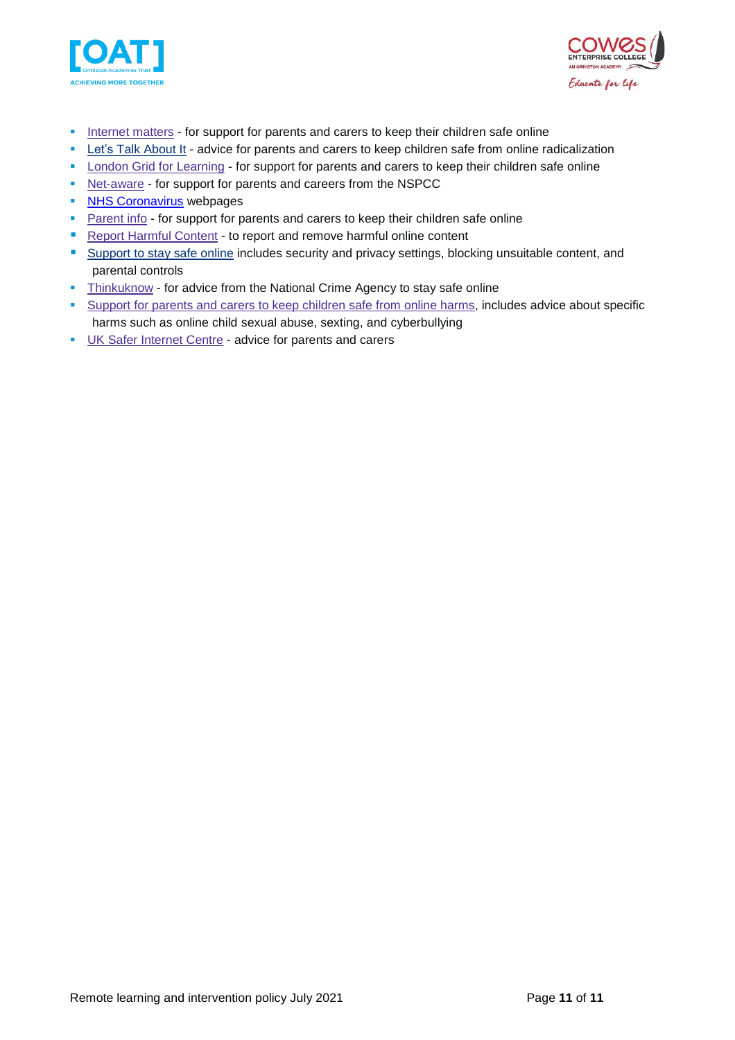- Internet matters - for support for parents and carers to keep their children safe online
- Let's Talk About It - advice for parents and carers to keep children safe from online radicalization
- London Grid for Learning - for support for parents and carers to keep their children safe online
- Net-aware - for support for parents and careers from the NSPCC
- NHS Coronavirus webpages
- Parent info - for support for parents and carers to keep their children safe online
- Report Harmful Content - to report and remove harmful online content
- Support to stay safe online includes security and privacy settings, blocking unsuitable content, and parental controls
- Thinkuknow - for advice from the National Crime Agency to stay safe online
- Support for parents and carers to keep children safe from online harms, includes advice about specific harms such as online child sexual abuse, sexting, and cyberbullying
- UK Safer Internet Centre - advice for parents and carers